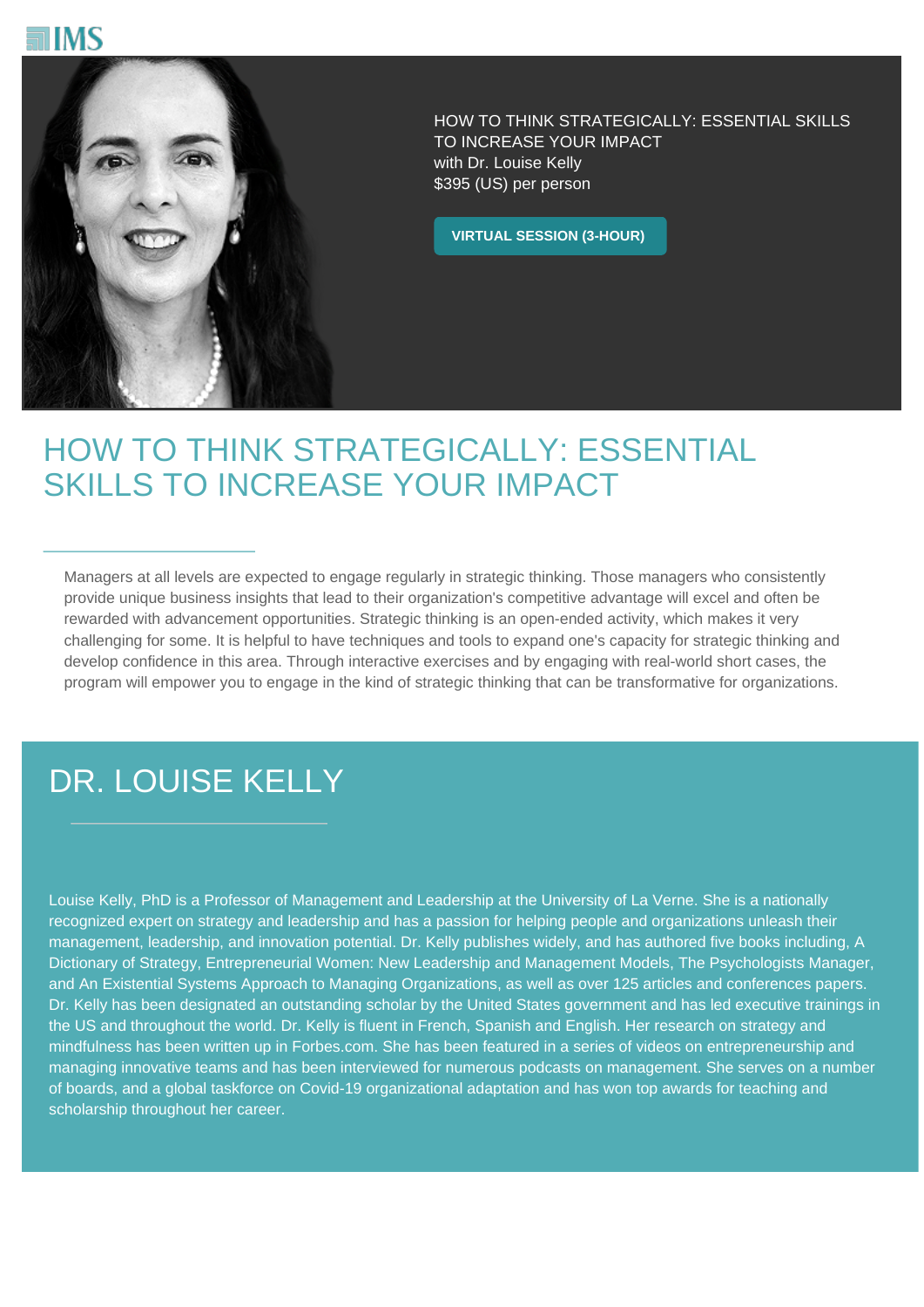IMS

HOW TO THINK STRATEGICALLY: ESSENTIAL SKILLS TO INCREASE YOUR IMPACT
with Dr. Louise Kelly
$395 (US) per person

**VIRTUAL SESSION (3-HOUR)**

# HOW TO THINK STRATEGICALLY: ESSENTIAL SKILLS TO INCREASE YOUR IMPACT

Managers at all levels are expected to engage regularly in strategic thinking. Those managers who consistently provide unique business insights that lead to their organization's competitive advantage will excel and often be rewarded with advancement opportunities. Strategic thinking is an open-ended activity, which makes it very challenging for some. It is helpful to have techniques and tools to expand one's capacity for strategic thinking and develop confidence in this area. Through interactive exercises and by engaging with real-world short cases, the program will empower you to engage in the kind of strategic thinking that can be transformative for organizations.

# DR. LOUISE KELLY

Louise Kelly, PhD is a Professor of Management and Leadership at the University of La Verne. She is a nationally recognized expert on strategy and leadership and has a passion for helping people and organizations unleash their management, leadership, and innovation potential. Dr. Kelly publishes widely, and has authored five books including, A Dictionary of Strategy, Entrepreneurial Women: New Leadership and Management Models, The Psychologists Manager, and An Existential Systems Approach to Managing Organizations, as well as over 125 articles and conferences papers. Dr. Kelly has been designated an outstanding scholar by the United States government and has led executive trainings in the US and throughout the world. Dr. Kelly is fluent in French, Spanish and English. Her research on strategy and mindfulness has been written up in Forbes.com. She has been featured in a series of videos on entrepreneurship and managing innovative teams and has been interviewed for numerous podcasts on management. She serves on a number of boards, and a global taskforce on Covid-19 organizational adaptation and has won top awards for teaching and scholarship throughout her career.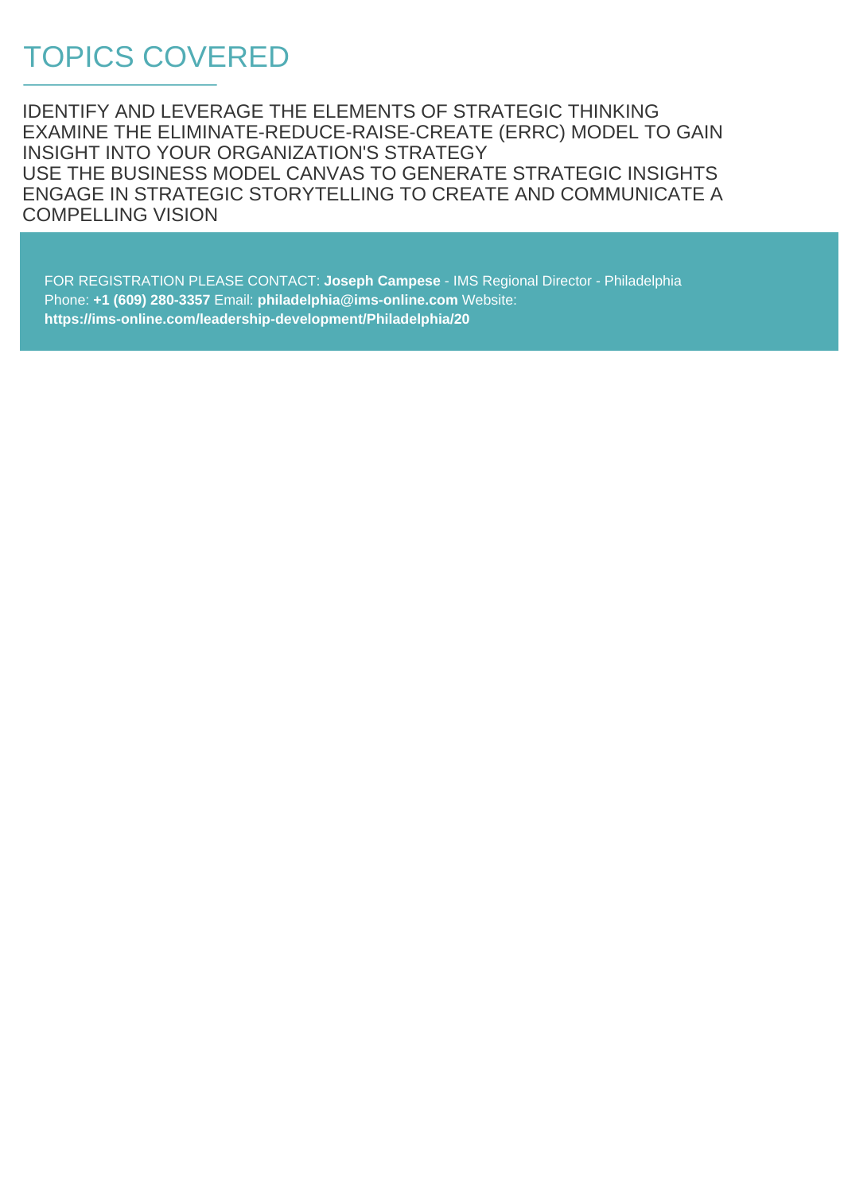# TOPICS COVERED

IDENTIFY AND LEVERAGE THE ELEMENTS OF STRATEGIC THINKING
EXAMINE THE ELIMINATE-REDUCE-RAISE-CREATE (ERRC) MODEL TO GAIN INSIGHT INTO YOUR ORGANIZATION'S STRATEGY
USE THE BUSINESS MODEL CANVAS TO GENERATE STRATEGIC INSIGHTS
ENGAGE IN STRATEGIC STORYTELLING TO CREATE AND COMMUNICATE A COMPELLING VISION

FOR REGISTRATION PLEASE CONTACT: **Joseph Campese** - IMS Regional Director - Philadelphia
Phone: **+1 (609) 280-3357** Email: **philadelphia@ims-online.com** Website:
**https://ims-online.com/leadership-development/Philadelphia/20**